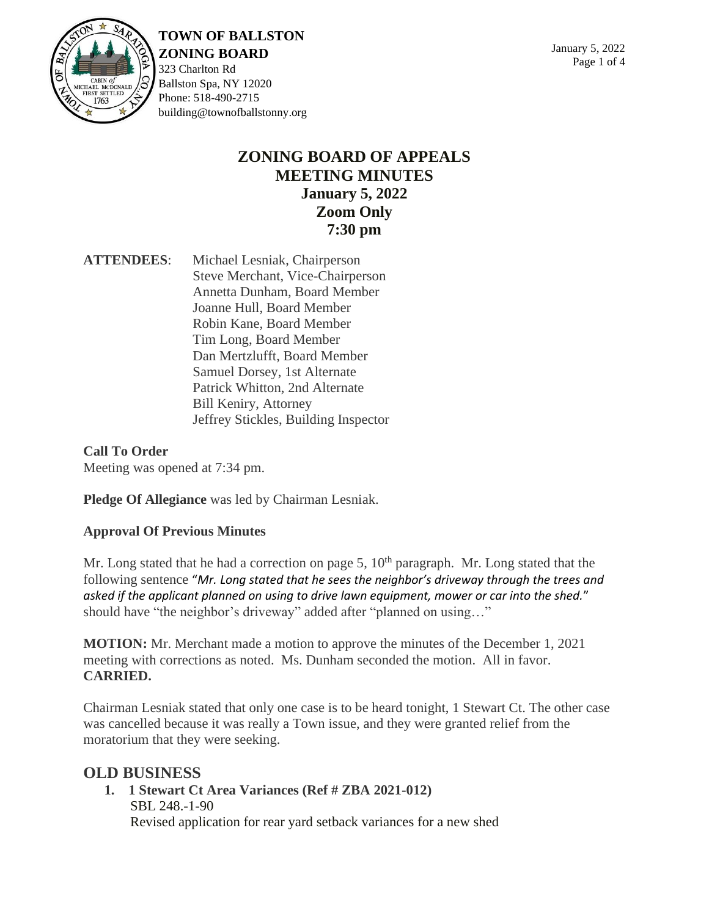**TOWN OF BALLSTON**
**ZONING BOARD**
323 Charlton Rd
Ballston Spa, NY 12020
Phone: 518-490-2715
building@townofballstonny.org

January 5, 2022

# ZONING BOARD OF APPEALS MEETING MINUTES
## January 5, 2022
## Zoom Only
## 7:30 pm

**ATTENDEES**: Michael Lesniak, Chairperson
Steve Merchant, Vice-Chairperson
Annetta Dunham, Board Member
Joanne Hull, Board Member
Robin Kane, Board Member
Tim Long, Board Member
Dan Mertzlufft, Board Member
Samuel Dorsey, 1st Alternate
Patrick Whitton, 2nd Alternate
Bill Keniry, Attorney
Jeffrey Stickles, Building Inspector

**Call To Order**
Meeting was opened at 7:34 pm.

**Pledge Of Allegiance** was led by Chairman Lesniak.

**Approval Of Previous Minutes**

Mr. Long stated that he had a correction on page 5, 10th paragraph. Mr. Long stated that the following sentence "*Mr. Long stated that he sees the neighbor's driveway through the trees and asked if the applicant planned on using to drive lawn equipment, mower or car into the shed.*" should have "the neighbor's driveway" added after "planned on using…"

**MOTION:** Mr. Merchant made a motion to approve the minutes of the December 1, 2021 meeting with corrections as noted. Ms. Dunham seconded the motion. All in favor. **CARRIED.**

Chairman Lesniak stated that only one case is to be heard tonight, 1 Stewart Ct. The other case was cancelled because it was really a Town issue, and they were granted relief from the moratorium that they were seeking.

## OLD BUSINESS

1. **1 Stewart Ct Area Variances (Ref # ZBA 2021-012)**
   SBL 248.-1-90
   Revised application for rear yard setback variances for a new shed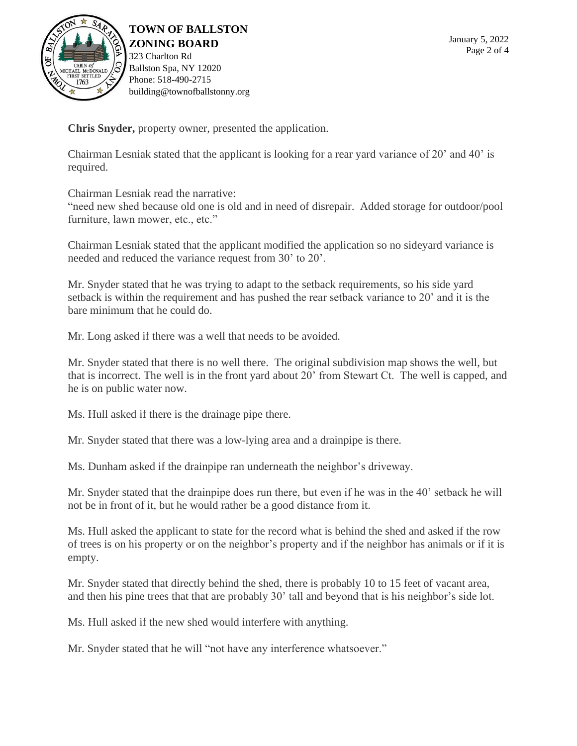**Chris Snyder,** property owner, presented the application.

Chairman Lesniak stated that the applicant is looking for a rear yard variance of 20' and 40' is required.

Chairman Lesniak read the narrative:
"need new shed because old one is old and in need of disrepair. Added storage for outdoor/pool furniture, lawn mower, etc., etc."

Chairman Lesniak stated that the applicant modified the application so no sideyard variance is needed and reduced the variance request from 30' to 20'.

Mr. Snyder stated that he was trying to adapt to the setback requirements, so his side yard setback is within the requirement and has pushed the rear setback variance to 20' and it is the bare minimum that he could do.

Mr. Long asked if there was a well that needs to be avoided.

Mr. Snyder stated that there is no well there. The original subdivision map shows the well, but that is incorrect. The well is in the front yard about 20' from Stewart Ct. The well is capped, and he is on public water now.

Ms. Hull asked if there is the drainage pipe there.

Mr. Snyder stated that there was a low-lying area and a drainpipe is there.

Ms. Dunham asked if the drainpipe ran underneath the neighbor's driveway.

Mr. Snyder stated that the drainpipe does run there, but even if he was in the 40' setback he will not be in front of it, but he would rather be a good distance from it.

Ms. Hull asked the applicant to state for the record what is behind the shed and asked if the row of trees is on his property or on the neighbor's property and if the neighbor has animals or if it is empty.

Mr. Snyder stated that directly behind the shed, there is probably 10 to 15 feet of vacant area, and then his pine trees that that are probably 30' tall and beyond that is his neighbor's side lot.

Ms. Hull asked if the new shed would interfere with anything.

Mr. Snyder stated that he will "not have any interference whatsoever."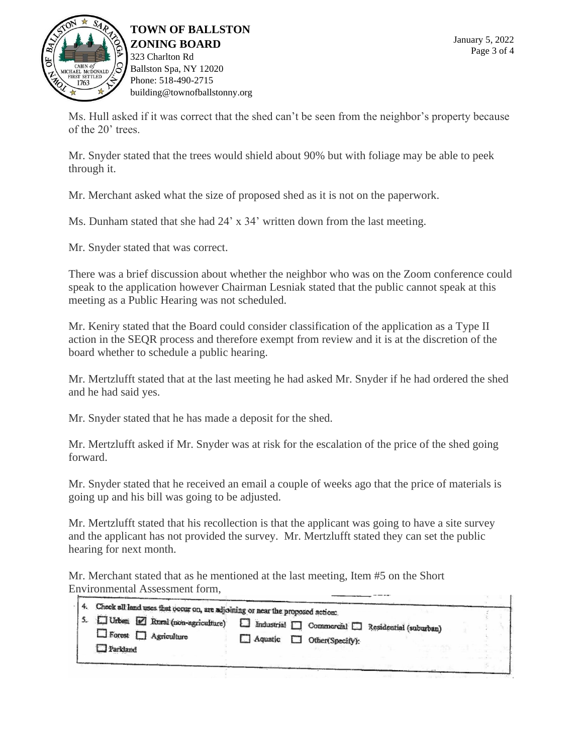Ms. Hull asked if it was correct that the shed can't be seen from the neighbor's property because of the 20' trees.

Mr. Snyder stated that the trees would shield about 90% but with foliage may be able to peek through it.

Mr. Merchant asked what the size of proposed shed as it is not on the paperwork.

Ms. Dunham stated that she had 24' x 34' written down from the last meeting.

Mr. Snyder stated that was correct.

There was a brief discussion about whether the neighbor who was on the Zoom conference could speak to the application however Chairman Lesniak stated that the public cannot speak at this meeting as a Public Hearing was not scheduled.

Mr. Keniry stated that the Board could consider classification of the application as a Type II action in the SEQR process and therefore exempt from review and it is at the discretion of the board whether to schedule a public hearing.

Mr. Mertzlufft stated that at the last meeting he had asked Mr. Snyder if he had ordered the shed and he had said yes.

Mr. Snyder stated that he has made a deposit for the shed.

Mr. Mertzlufft asked if Mr. Snyder was at risk for the escalation of the price of the shed going forward.

Mr. Snyder stated that he received an email a couple of weeks ago that the price of materials is going up and his bill was going to be adjusted.

Mr. Mertzlufft stated that his recollection is that the applicant was going to have a site survey and the applicant has not provided the survey. Mr. Mertzlufft stated they can set the public hearing for next month.

Mr. Merchant stated that as he mentioned at the last meeting, Item #5 on the Short Environmental Assessment form,

4. Check all land uses that occur on, are adjoining or near the proposed action:
5. ☐ Urban ☑ Rural (non-agriculture) ☐ Industrial ☐ Commercial ☐ Residential (suburban)
☐ Forest ☐ Agriculture ☐ Aquatic ☐ Other(Specify):
☐ Parkland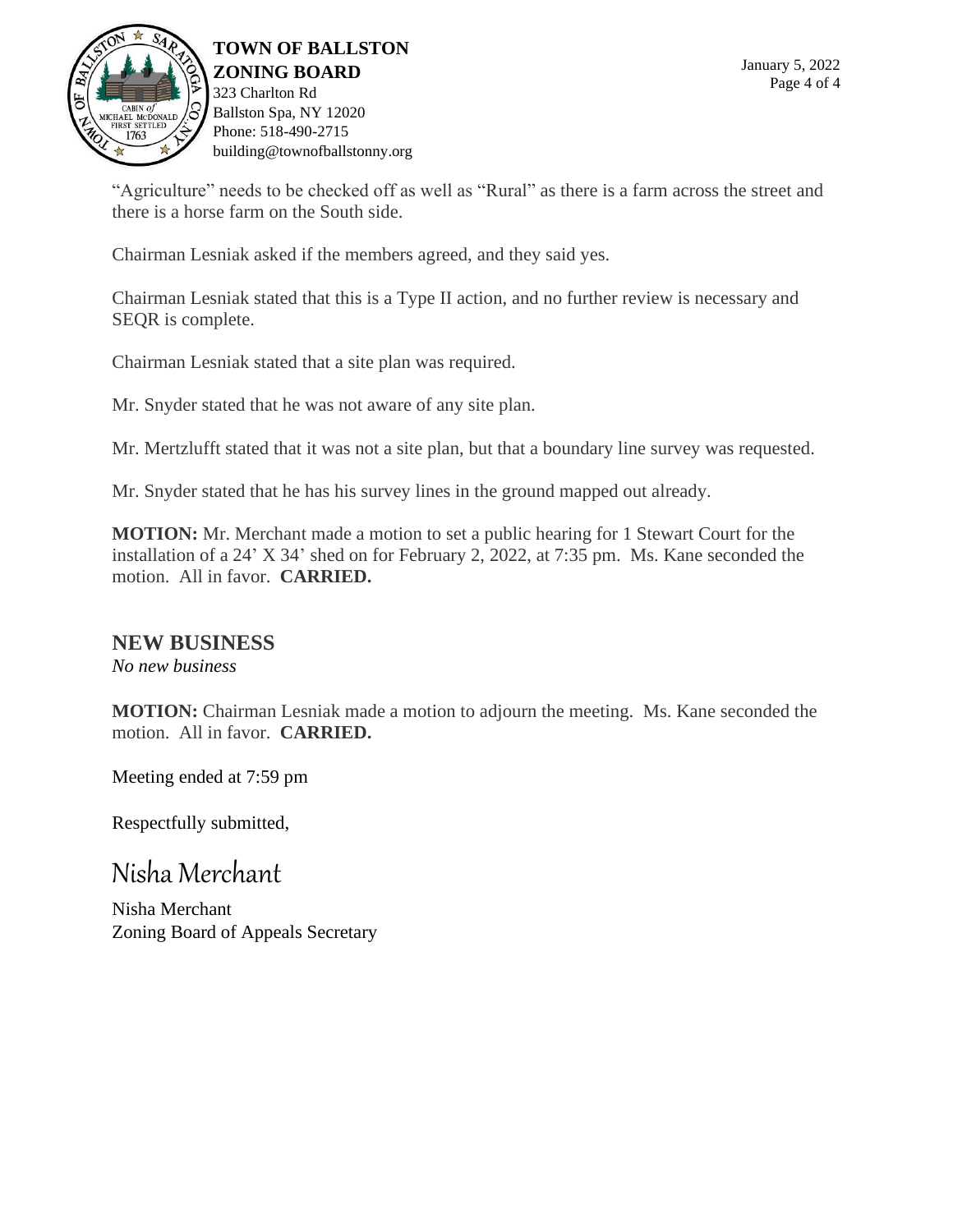"Agriculture" needs to be checked off as well as "Rural" as there is a farm across the street and there is a horse farm on the South side.

Chairman Lesniak asked if the members agreed, and they said yes.

Chairman Lesniak stated that this is a Type II action, and no further review is necessary and SEQR is complete.

Chairman Lesniak stated that a site plan was required.

Mr. Snyder stated that he was not aware of any site plan.

Mr. Mertzlufft stated that it was not a site plan, but that a boundary line survey was requested.

Mr. Snyder stated that he has his survey lines in the ground mapped out already.

**MOTION:** Mr. Merchant made a motion to set a public hearing for 1 Stewart Court for the installation of a 24' X 34' shed on for February 2, 2022, at 7:35 pm. Ms. Kane seconded the motion. All in favor. **CARRIED.**

## NEW BUSINESS

*No new business*

**MOTION:** Chairman Lesniak made a motion to adjourn the meeting. Ms. Kane seconded the motion. All in favor. **CARRIED.**

Meeting ended at 7:59 pm

Respectfully submitted,

Nisha Merchant

Nisha Merchant
Zoning Board of Appeals Secretary